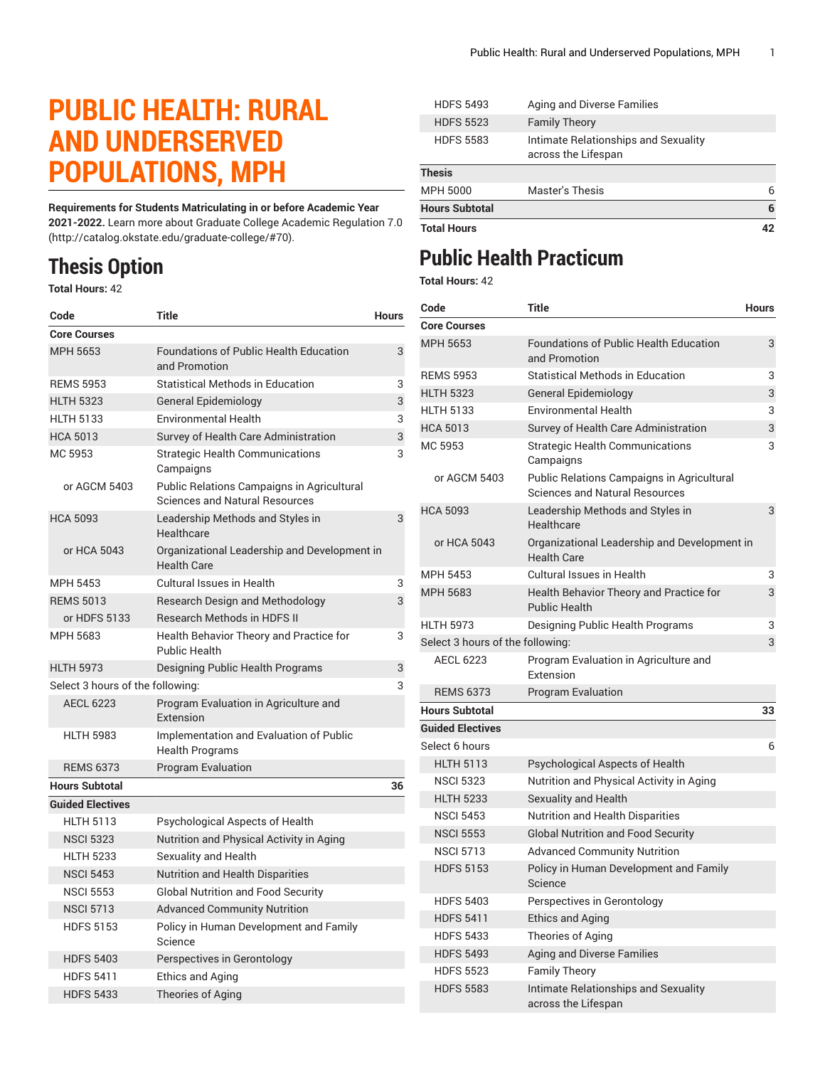# PUBLIC HEALTH: RURAL AND UNDERSERVED POPULATIONS, MPH

**Requirements for Students Matriculating in or before Academic Year 2021-2022.** Learn more about Graduate College Academic Regulation 7.0 (http://catalog.okstate.edu/graduate-college/#70).

## Thesis Option

**Total Hours:** 42

| Code | Title | Hours |
|---|---|---|
| **Core Courses** | | |
| MPH 5653 | Foundations of Public Health Education and Promotion | 3 |
| REMS 5953 | Statistical Methods in Education | 3 |
| HLTH 5323 | General Epidemiology | 3 |
| HLTH 5133 | Environmental Health | 3 |
| HCA 5013 | Survey of Health Care Administration | 3 |
| MC 5953 | Strategic Health Communications Campaigns | 3 |
| or AGCM 5403 | Public Relations Campaigns in Agricultural Sciences and Natural Resources | |
| HCA 5093 | Leadership Methods and Styles in Healthcare | 3 |
| or HCA 5043 | Organizational Leadership and Development in Health Care | |
| MPH 5453 | Cultural Issues in Health | 3 |
| REMS 5013 | Research Design and Methodology | 3 |
| or HDFS 5133 | Research Methods in HDFS II | |
| MPH 5683 | Health Behavior Theory and Practice for Public Health | 3 |
| HLTH 5973 | Designing Public Health Programs | 3 |
| Select 3 hours of the following: | | 3 |
| AECL 6223 | Program Evaluation in Agriculture and Extension | |
| HLTH 5983 | Implementation and Evaluation of Public Health Programs | |
| REMS 6373 | Program Evaluation | |
| **Hours Subtotal** | | **36** |
| **Guided Electives** | | |
| HLTH 5113 | Psychological Aspects of Health | |
| NSCI 5323 | Nutrition and Physical Activity in Aging | |
| HLTH 5233 | Sexuality and Health | |
| NSCI 5453 | Nutrition and Health Disparities | |
| NSCI 5553 | Global Nutrition and Food Security | |
| NSCI 5713 | Advanced Community Nutrition | |
| HDFS 5153 | Policy in Human Development and Family Science | |
| HDFS 5403 | Perspectives in Gerontology | |
| HDFS 5411 | Ethics and Aging | |
| HDFS 5433 | Theories of Aging | |
| HDFS 5493 | Aging and Diverse Families | |
| HDFS 5523 | Family Theory | |
| HDFS 5583 | Intimate Relationships and Sexuality across the Lifespan | |
| **Thesis** | | |
| MPH 5000 | Master's Thesis | 6 |
| **Hours Subtotal** | | **6** |
| **Total Hours** | | **42** |

## Public Health Practicum

**Total Hours:** 42

| Code | Title | Hours |
|---|---|---|
| **Core Courses** | | |
| MPH 5653 | Foundations of Public Health Education and Promotion | 3 |
| REMS 5953 | Statistical Methods in Education | 3 |
| HLTH 5323 | General Epidemiology | 3 |
| HLTH 5133 | Environmental Health | 3 |
| HCA 5013 | Survey of Health Care Administration | 3 |
| MC 5953 | Strategic Health Communications Campaigns | 3 |
| or AGCM 5403 | Public Relations Campaigns in Agricultural Sciences and Natural Resources | |
| HCA 5093 | Leadership Methods and Styles in Healthcare | 3 |
| or HCA 5043 | Organizational Leadership and Development in Health Care | |
| MPH 5453 | Cultural Issues in Health | 3 |
| MPH 5683 | Health Behavior Theory and Practice for Public Health | 3 |
| HLTH 5973 | Designing Public Health Programs | 3 |
| Select 3 hours of the following: | | 3 |
| AECL 6223 | Program Evaluation in Agriculture and Extension | |
| REMS 6373 | Program Evaluation | |
| **Hours Subtotal** | | **33** |
| **Guided Electives** | | |
| Select 6 hours | | 6 |
| HLTH 5113 | Psychological Aspects of Health | |
| NSCI 5323 | Nutrition and Physical Activity in Aging | |
| HLTH 5233 | Sexuality and Health | |
| NSCI 5453 | Nutrition and Health Disparities | |
| NSCI 5553 | Global Nutrition and Food Security | |
| NSCI 5713 | Advanced Community Nutrition | |
| HDFS 5153 | Policy in Human Development and Family Science | |
| HDFS 5403 | Perspectives in Gerontology | |
| HDFS 5411 | Ethics and Aging | |
| HDFS 5433 | Theories of Aging | |
| HDFS 5493 | Aging and Diverse Families | |
| HDFS 5523 | Family Theory | |
| HDFS 5583 | Intimate Relationships and Sexuality across the Lifespan | |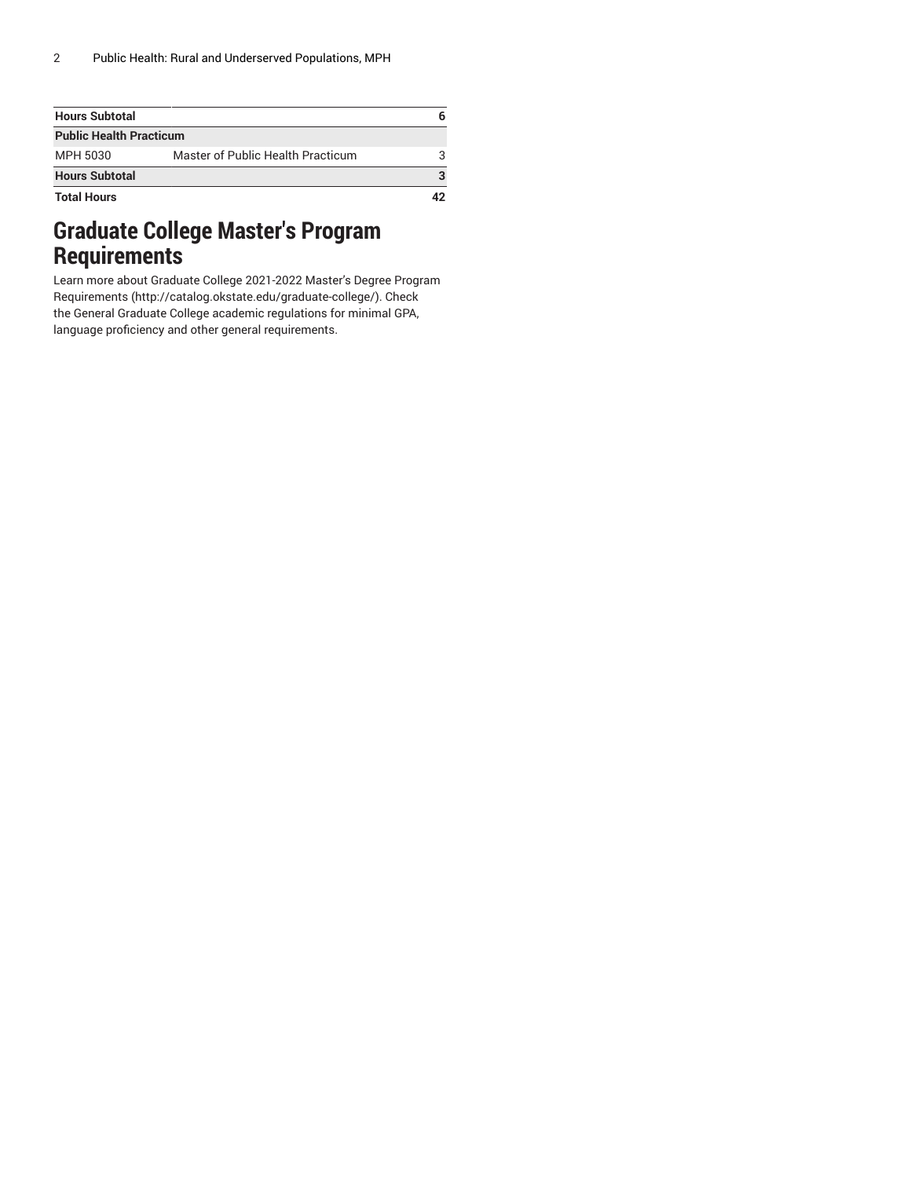| | | |
|---|---|---|
| **Hours Subtotal** | | **6** |
| **Public Health Practicum** | | |
| MPH 5030 | Master of Public Health Practicum | 3 |
| **Hours Subtotal** | | **3** |
| **Total Hours** | | **42** |

## Graduate College Master's Program Requirements

Learn more about Graduate College 2021-2022 Master's Degree Program Requirements (http://catalog.okstate.edu/graduate-college/). Check the General Graduate College academic regulations for minimal GPA, language proficiency and other general requirements.